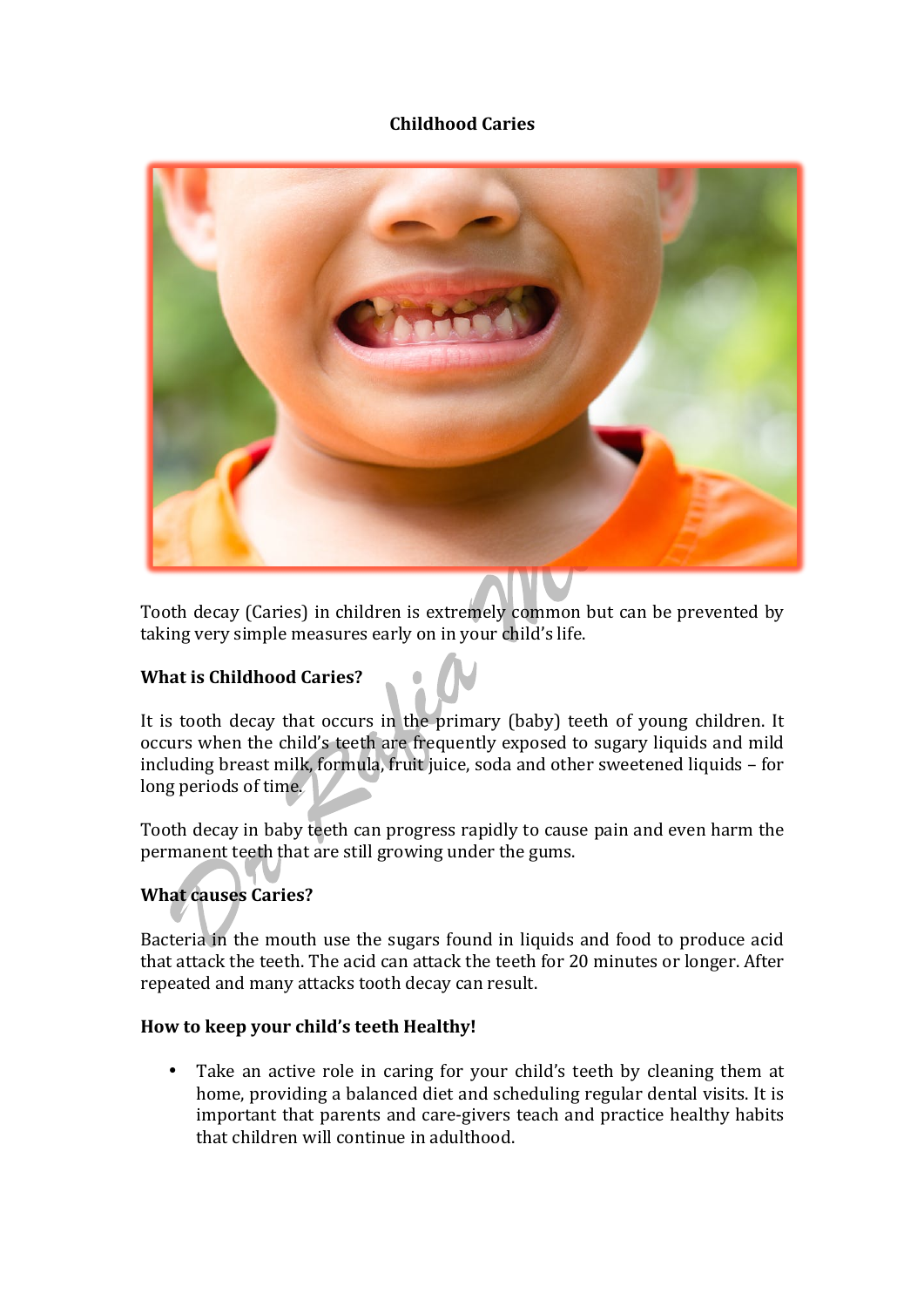# Childhood Caries

Tooth decay (Caries) in children is extremely common but can be prevented by taking very simple measures early on in your child's life.

## What is Childhood Caries?

It is tooth decay that occurs in the primary (baby) teeth of young children. It occurs when the child's teeth are frequently exposed to sugary liquids and mild including breast milk, formula, fruit juice, soda and other sweetened liquids – for long periods of time.

Tooth decay in baby teeth can progress rapidly to cause pain and even harm the permanent teeth that are still growing under the gums.

## What causes Caries?

Bacteria in the mouth use the sugars found in liquids and food to produce acid that attack the teeth. The acid can attack the teeth for 20 minutes or longer. After repeated and many attacks tooth decay can result.

## How to keep your child's teeth Healthy!

- Take an active role in caring for your child's teeth by cleaning them at home, providing a balanced diet and scheduling regular dental visits. It is important that parents and care-givers teach and practice healthy habits that children will continue in adulthood.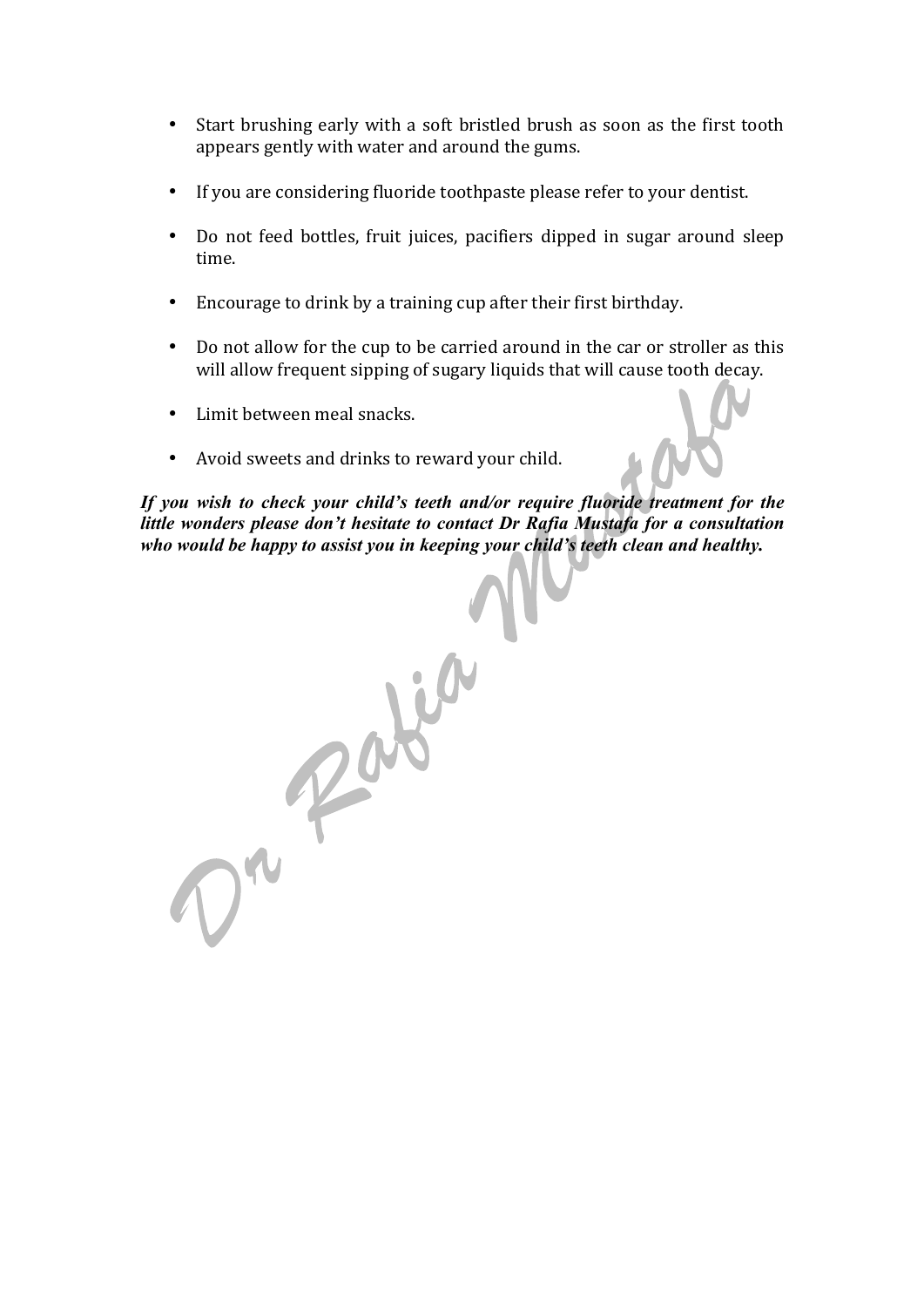- Start brushing early with a soft bristled brush as soon as the first tooth appears gently with water and around the gums.
- If you are considering fluoride toothpaste please refer to your dentist.
- Do not feed bottles, fruit juices, pacifiers dipped in sugar around sleep time.
- Encourage to drink by a training cup after their first birthday.
- Do not allow for the cup to be carried around in the car or stroller as this will allow frequent sipping of sugary liquids that will cause tooth decay.
- Limit between meal snacks.
- Avoid sweets and drinks to reward your child.

***If you wish to check your child's teeth and/or require fluoride treatment for the little wonders please don't hesitate to contact Dr Rafia Mustafa for a consultation who would be happy to assist you in keeping your child's teeth clean and healthy.***